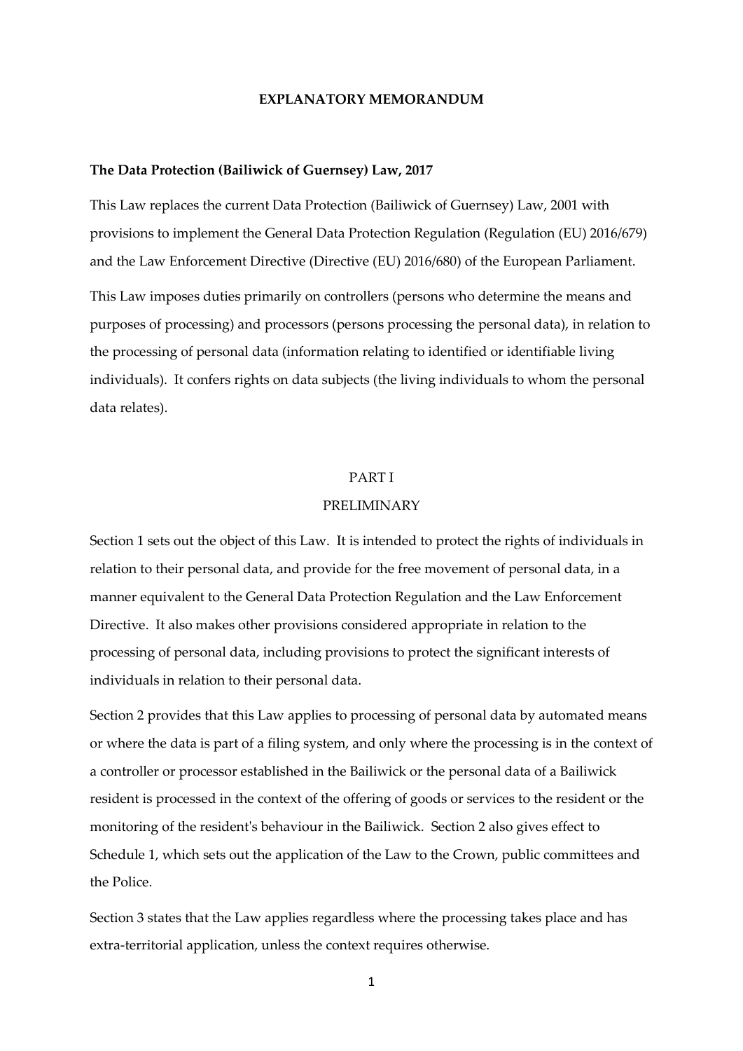# EXPLANATORY MEMORANDUM

**The Data Protection (Bailiwick of Guernsey) Law, 2017**

This Law replaces the current Data Protection (Bailiwick of Guernsey) Law, 2001 with provisions to implement the General Data Protection Regulation (Regulation (EU) 2016/679) and the Law Enforcement Directive (Directive (EU) 2016/680) of the European Parliament.

This Law imposes duties primarily on controllers (persons who determine the means and purposes of processing) and processors (persons processing the personal data), in relation to the processing of personal data (information relating to identified or identifiable living individuals). It confers rights on data subjects (the living individuals to whom the personal data relates).

## PART I

## PRELIMINARY

Section 1 sets out the object of this Law. It is intended to protect the rights of individuals in relation to their personal data, and provide for the free movement of personal data, in a manner equivalent to the General Data Protection Regulation and the Law Enforcement Directive. It also makes other provisions considered appropriate in relation to the processing of personal data, including provisions to protect the significant interests of individuals in relation to their personal data.

Section 2 provides that this Law applies to processing of personal data by automated means or where the data is part of a filing system, and only where the processing is in the context of a controller or processor established in the Bailiwick or the personal data of a Bailiwick resident is processed in the context of the offering of goods or services to the resident or the monitoring of the resident's behaviour in the Bailiwick. Section 2 also gives effect to Schedule 1, which sets out the application of the Law to the Crown, public committees and the Police.

Section 3 states that the Law applies regardless where the processing takes place and has extra-territorial application, unless the context requires otherwise.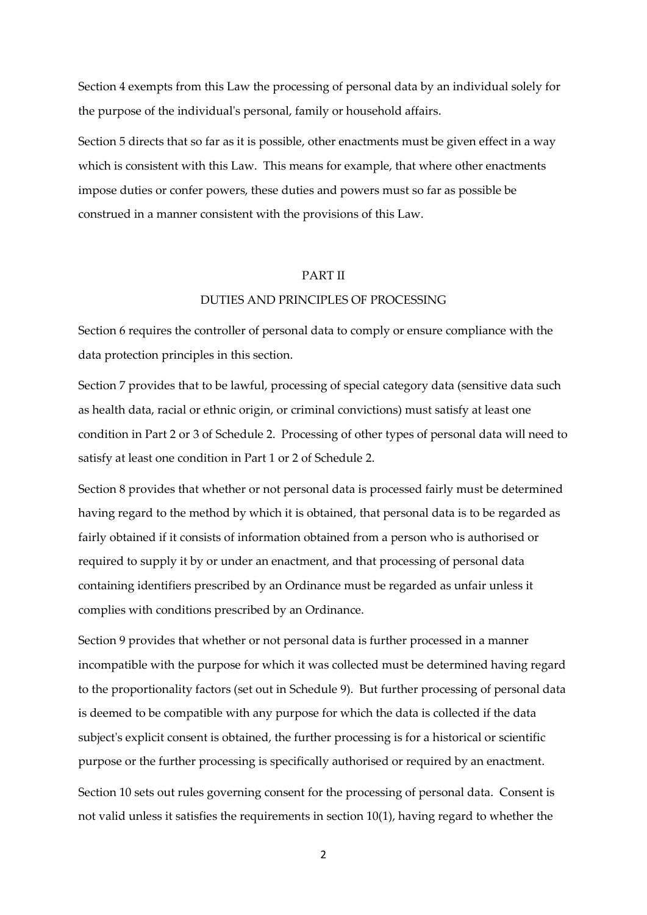Section 4 exempts from this Law the processing of personal data by an individual solely for the purpose of the individual's personal, family or household affairs.

Section 5 directs that so far as it is possible, other enactments must be given effect in a way which is consistent with this Law. This means for example, that where other enactments impose duties or confer powers, these duties and powers must so far as possible be construed in a manner consistent with the provisions of this Law.

## PART II

## DUTIES AND PRINCIPLES OF PROCESSING

Section 6 requires the controller of personal data to comply or ensure compliance with the data protection principles in this section.

Section 7 provides that to be lawful, processing of special category data (sensitive data such as health data, racial or ethnic origin, or criminal convictions) must satisfy at least one condition in Part 2 or 3 of Schedule 2. Processing of other types of personal data will need to satisfy at least one condition in Part 1 or 2 of Schedule 2.

Section 8 provides that whether or not personal data is processed fairly must be determined having regard to the method by which it is obtained, that personal data is to be regarded as fairly obtained if it consists of information obtained from a person who is authorised or required to supply it by or under an enactment, and that processing of personal data containing identifiers prescribed by an Ordinance must be regarded as unfair unless it complies with conditions prescribed by an Ordinance.

Section 9 provides that whether or not personal data is further processed in a manner incompatible with the purpose for which it was collected must be determined having regard to the proportionality factors (set out in Schedule 9). But further processing of personal data is deemed to be compatible with any purpose for which the data is collected if the data subject's explicit consent is obtained, the further processing is for a historical or scientific purpose or the further processing is specifically authorised or required by an enactment.

Section 10 sets out rules governing consent for the processing of personal data. Consent is not valid unless it satisfies the requirements in section 10(1), having regard to whether the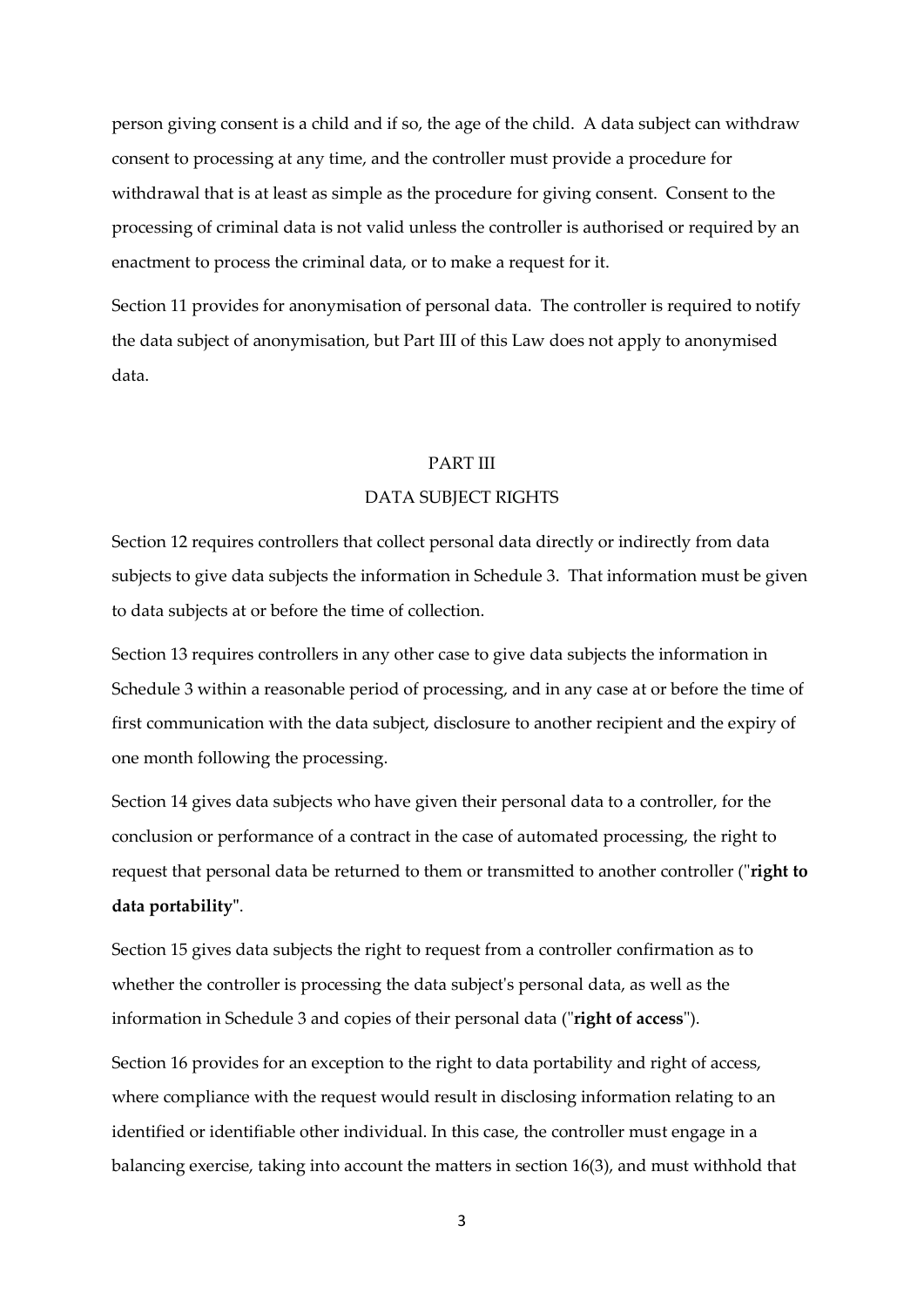person giving consent is a child and if so, the age of the child. A data subject can withdraw consent to processing at any time, and the controller must provide a procedure for withdrawal that is at least as simple as the procedure for giving consent. Consent to the processing of criminal data is not valid unless the controller is authorised or required by an enactment to process the criminal data, or to make a request for it.

Section 11 provides for anonymisation of personal data. The controller is required to notify the data subject of anonymisation, but Part III of this Law does not apply to anonymised data.

## PART III
## DATA SUBJECT RIGHTS

Section 12 requires controllers that collect personal data directly or indirectly from data subjects to give data subjects the information in Schedule 3. That information must be given to data subjects at or before the time of collection.

Section 13 requires controllers in any other case to give data subjects the information in Schedule 3 within a reasonable period of processing, and in any case at or before the time of first communication with the data subject, disclosure to another recipient and the expiry of one month following the processing.

Section 14 gives data subjects who have given their personal data to a controller, for the conclusion or performance of a contract in the case of automated processing, the right to request that personal data be returned to them or transmitted to another controller ("**right to data portability**".

Section 15 gives data subjects the right to request from a controller confirmation as to whether the controller is processing the data subject's personal data, as well as the information in Schedule 3 and copies of their personal data ("**right of access**").

Section 16 provides for an exception to the right to data portability and right of access, where compliance with the request would result in disclosing information relating to an identified or identifiable other individual. In this case, the controller must engage in a balancing exercise, taking into account the matters in section 16(3), and must withhold that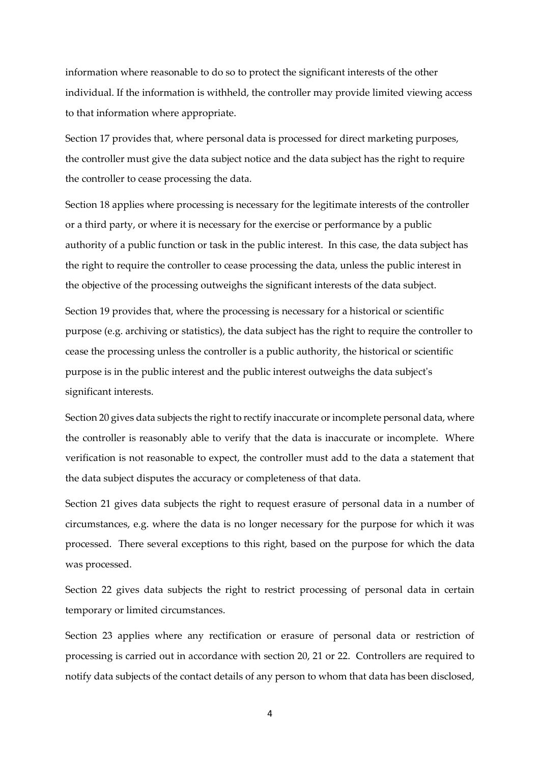information where reasonable to do so to protect the significant interests of the other individual. If the information is withheld, the controller may provide limited viewing access to that information where appropriate.

Section 17 provides that, where personal data is processed for direct marketing purposes, the controller must give the data subject notice and the data subject has the right to require the controller to cease processing the data.

Section 18 applies where processing is necessary for the legitimate interests of the controller or a third party, or where it is necessary for the exercise or performance by a public authority of a public function or task in the public interest. In this case, the data subject has the right to require the controller to cease processing the data, unless the public interest in the objective of the processing outweighs the significant interests of the data subject.

Section 19 provides that, where the processing is necessary for a historical or scientific purpose (e.g. archiving or statistics), the data subject has the right to require the controller to cease the processing unless the controller is a public authority, the historical or scientific purpose is in the public interest and the public interest outweighs the data subject's significant interests.

Section 20 gives data subjects the right to rectify inaccurate or incomplete personal data, where the controller is reasonably able to verify that the data is inaccurate or incomplete. Where verification is not reasonable to expect, the controller must add to the data a statement that the data subject disputes the accuracy or completeness of that data.

Section 21 gives data subjects the right to request erasure of personal data in a number of circumstances, e.g. where the data is no longer necessary for the purpose for which it was processed. There several exceptions to this right, based on the purpose for which the data was processed.

Section 22 gives data subjects the right to restrict processing of personal data in certain temporary or limited circumstances.

Section 23 applies where any rectification or erasure of personal data or restriction of processing is carried out in accordance with section 20, 21 or 22. Controllers are required to notify data subjects of the contact details of any person to whom that data has been disclosed,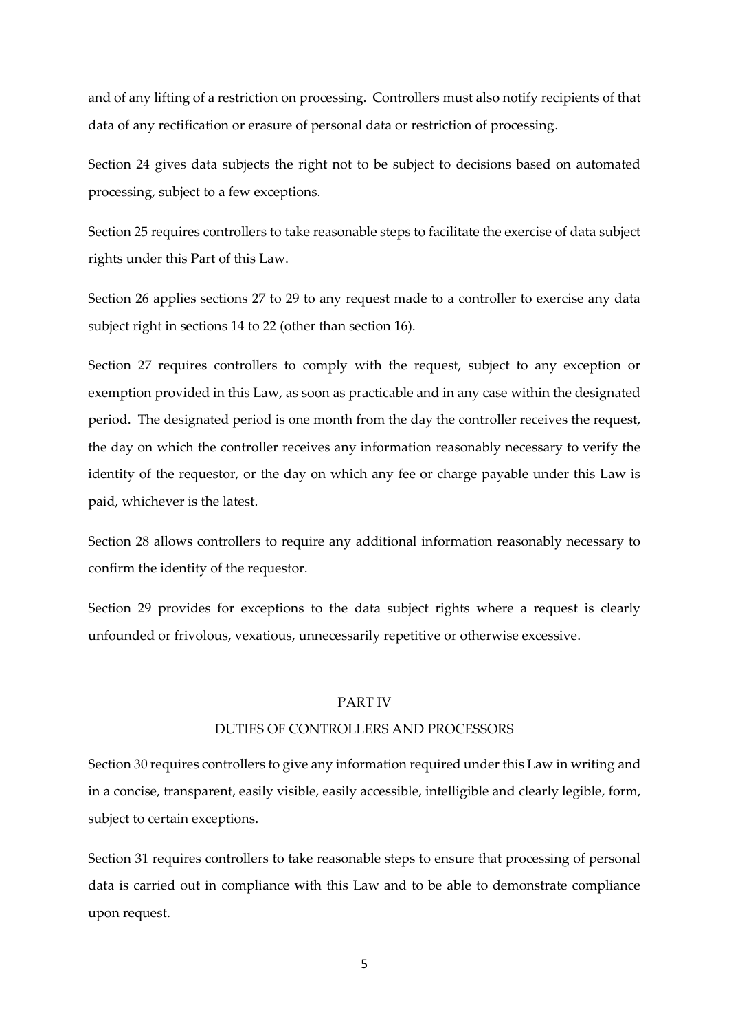and of any lifting of a restriction on processing. Controllers must also notify recipients of that data of any rectification or erasure of personal data or restriction of processing.

Section 24 gives data subjects the right not to be subject to decisions based on automated processing, subject to a few exceptions.

Section 25 requires controllers to take reasonable steps to facilitate the exercise of data subject rights under this Part of this Law.

Section 26 applies sections 27 to 29 to any request made to a controller to exercise any data subject right in sections 14 to 22 (other than section 16).

Section 27 requires controllers to comply with the request, subject to any exception or exemption provided in this Law, as soon as practicable and in any case within the designated period. The designated period is one month from the day the controller receives the request, the day on which the controller receives any information reasonably necessary to verify the identity of the requestor, or the day on which any fee or charge payable under this Law is paid, whichever is the latest.

Section 28 allows controllers to require any additional information reasonably necessary to confirm the identity of the requestor.

Section 29 provides for exceptions to the data subject rights where a request is clearly unfounded or frivolous, vexatious, unnecessarily repetitive or otherwise excessive.

## PART IV

## DUTIES OF CONTROLLERS AND PROCESSORS

Section 30 requires controllers to give any information required under this Law in writing and in a concise, transparent, easily visible, easily accessible, intelligible and clearly legible, form, subject to certain exceptions.

Section 31 requires controllers to take reasonable steps to ensure that processing of personal data is carried out in compliance with this Law and to be able to demonstrate compliance upon request.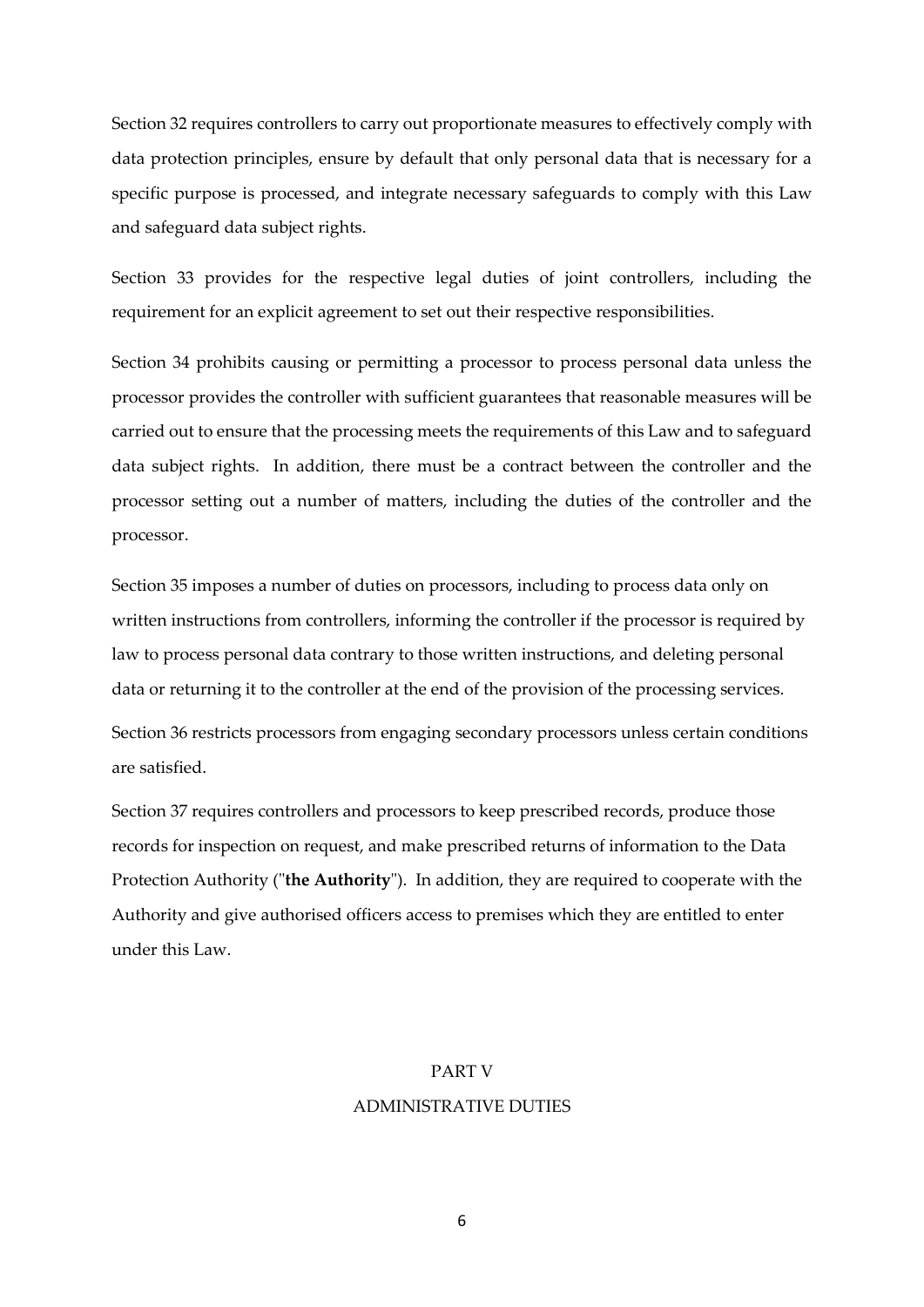Section 32 requires controllers to carry out proportionate measures to effectively comply with data protection principles, ensure by default that only personal data that is necessary for a specific purpose is processed, and integrate necessary safeguards to comply with this Law and safeguard data subject rights.

Section 33 provides for the respective legal duties of joint controllers, including the requirement for an explicit agreement to set out their respective responsibilities.

Section 34 prohibits causing or permitting a processor to process personal data unless the processor provides the controller with sufficient guarantees that reasonable measures will be carried out to ensure that the processing meets the requirements of this Law and to safeguard data subject rights. In addition, there must be a contract between the controller and the processor setting out a number of matters, including the duties of the controller and the processor.

Section 35 imposes a number of duties on processors, including to process data only on written instructions from controllers, informing the controller if the processor is required by law to process personal data contrary to those written instructions, and deleting personal data or returning it to the controller at the end of the provision of the processing services.

Section 36 restricts processors from engaging secondary processors unless certain conditions are satisfied.

Section 37 requires controllers and processors to keep prescribed records, produce those records for inspection on request, and make prescribed returns of information to the Data Protection Authority ("**the Authority**"). In addition, they are required to cooperate with the Authority and give authorised officers access to premises which they are entitled to enter under this Law.

## PART V

## ADMINISTRATIVE DUTIES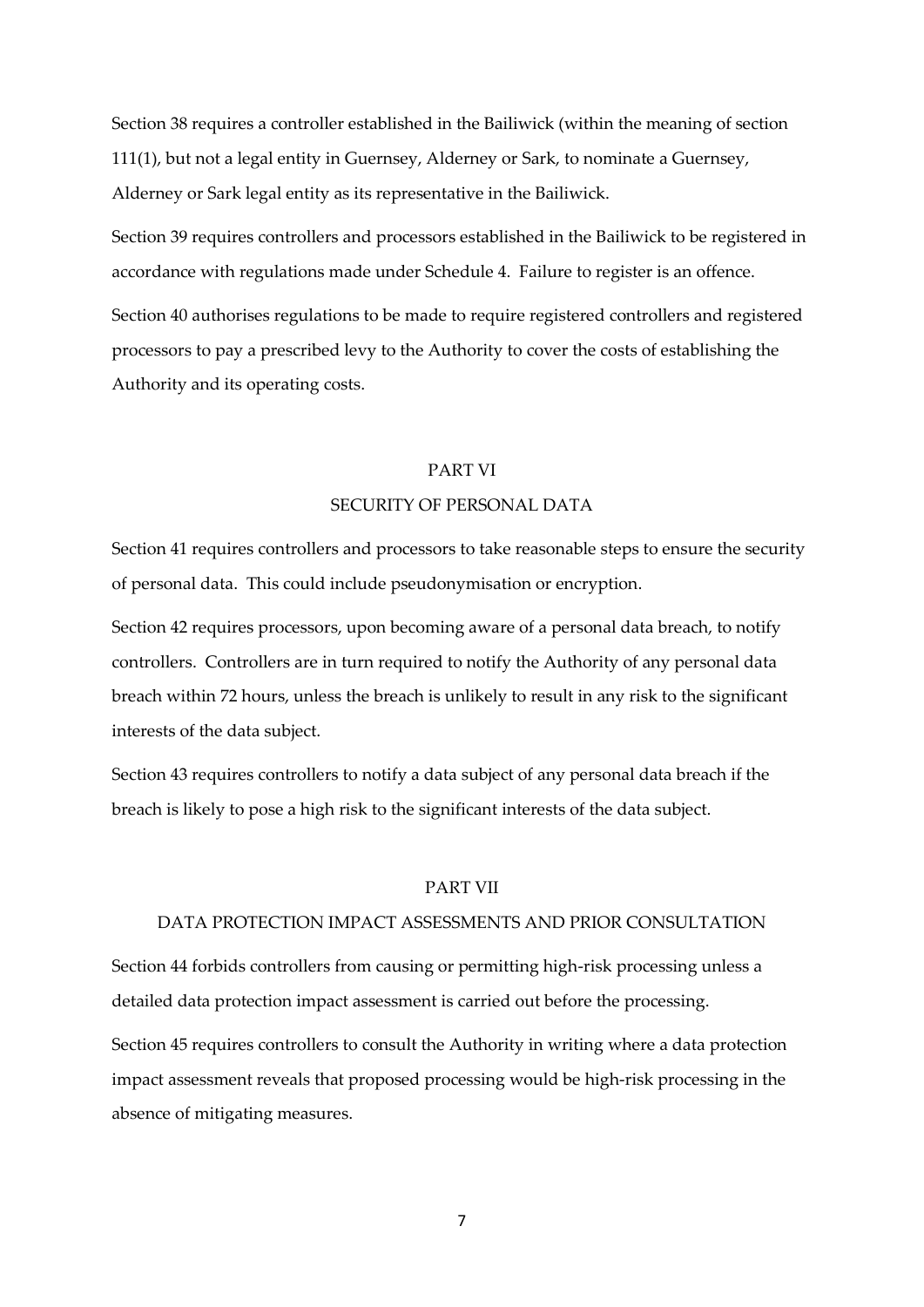Section 38 requires a controller established in the Bailiwick (within the meaning of section 111(1), but not a legal entity in Guernsey, Alderney or Sark, to nominate a Guernsey, Alderney or Sark legal entity as its representative in the Bailiwick.

Section 39 requires controllers and processors established in the Bailiwick to be registered in accordance with regulations made under Schedule 4. Failure to register is an offence.

Section 40 authorises regulations to be made to require registered controllers and registered processors to pay a prescribed levy to the Authority to cover the costs of establishing the Authority and its operating costs.

## PART VI

## SECURITY OF PERSONAL DATA

Section 41 requires controllers and processors to take reasonable steps to ensure the security of personal data. This could include pseudonymisation or encryption.

Section 42 requires processors, upon becoming aware of a personal data breach, to notify controllers. Controllers are in turn required to notify the Authority of any personal data breach within 72 hours, unless the breach is unlikely to result in any risk to the significant interests of the data subject.

Section 43 requires controllers to notify a data subject of any personal data breach if the breach is likely to pose a high risk to the significant interests of the data subject.

## PART VII

## DATA PROTECTION IMPACT ASSESSMENTS AND PRIOR CONSULTATION

Section 44 forbids controllers from causing or permitting high-risk processing unless a detailed data protection impact assessment is carried out before the processing.

Section 45 requires controllers to consult the Authority in writing where a data protection impact assessment reveals that proposed processing would be high-risk processing in the absence of mitigating measures.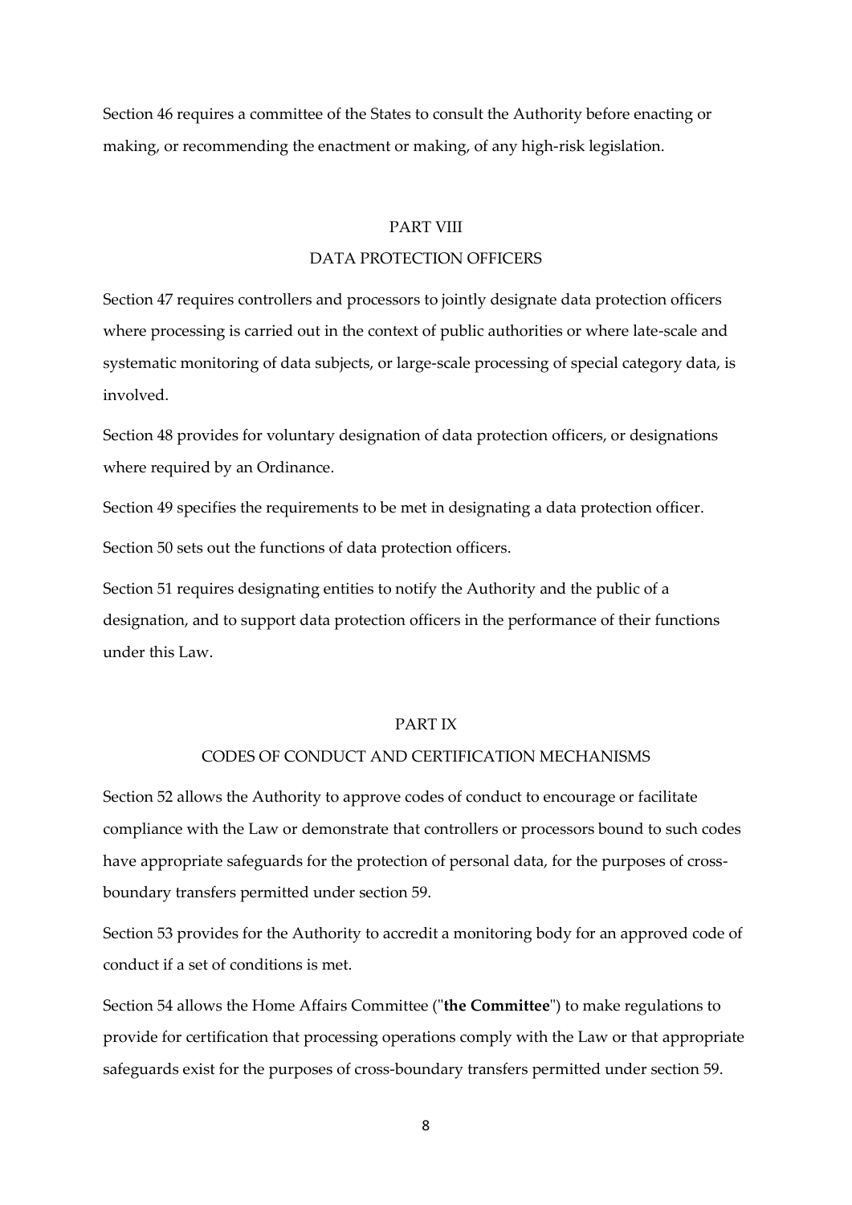Section 46 requires a committee of the States to consult the Authority before enacting or making, or recommending the enactment or making, of any high-risk legislation.

## PART VIII

## DATA PROTECTION OFFICERS

Section 47 requires controllers and processors to jointly designate data protection officers where processing is carried out in the context of public authorities or where late-scale and systematic monitoring of data subjects, or large-scale processing of special category data, is involved.

Section 48 provides for voluntary designation of data protection officers, or designations where required by an Ordinance.

Section 49 specifies the requirements to be met in designating a data protection officer.

Section 50 sets out the functions of data protection officers.

Section 51 requires designating entities to notify the Authority and the public of a designation, and to support data protection officers in the performance of their functions under this Law.

## PART IX

## CODES OF CONDUCT AND CERTIFICATION MECHANISMS

Section 52 allows the Authority to approve codes of conduct to encourage or facilitate compliance with the Law or demonstrate that controllers or processors bound to such codes have appropriate safeguards for the protection of personal data, for the purposes of cross-boundary transfers permitted under section 59.

Section 53 provides for the Authority to accredit a monitoring body for an approved code of conduct if a set of conditions is met.

Section 54 allows the Home Affairs Committee ("**the Committee**") to make regulations to provide for certification that processing operations comply with the Law or that appropriate safeguards exist for the purposes of cross-boundary transfers permitted under section 59.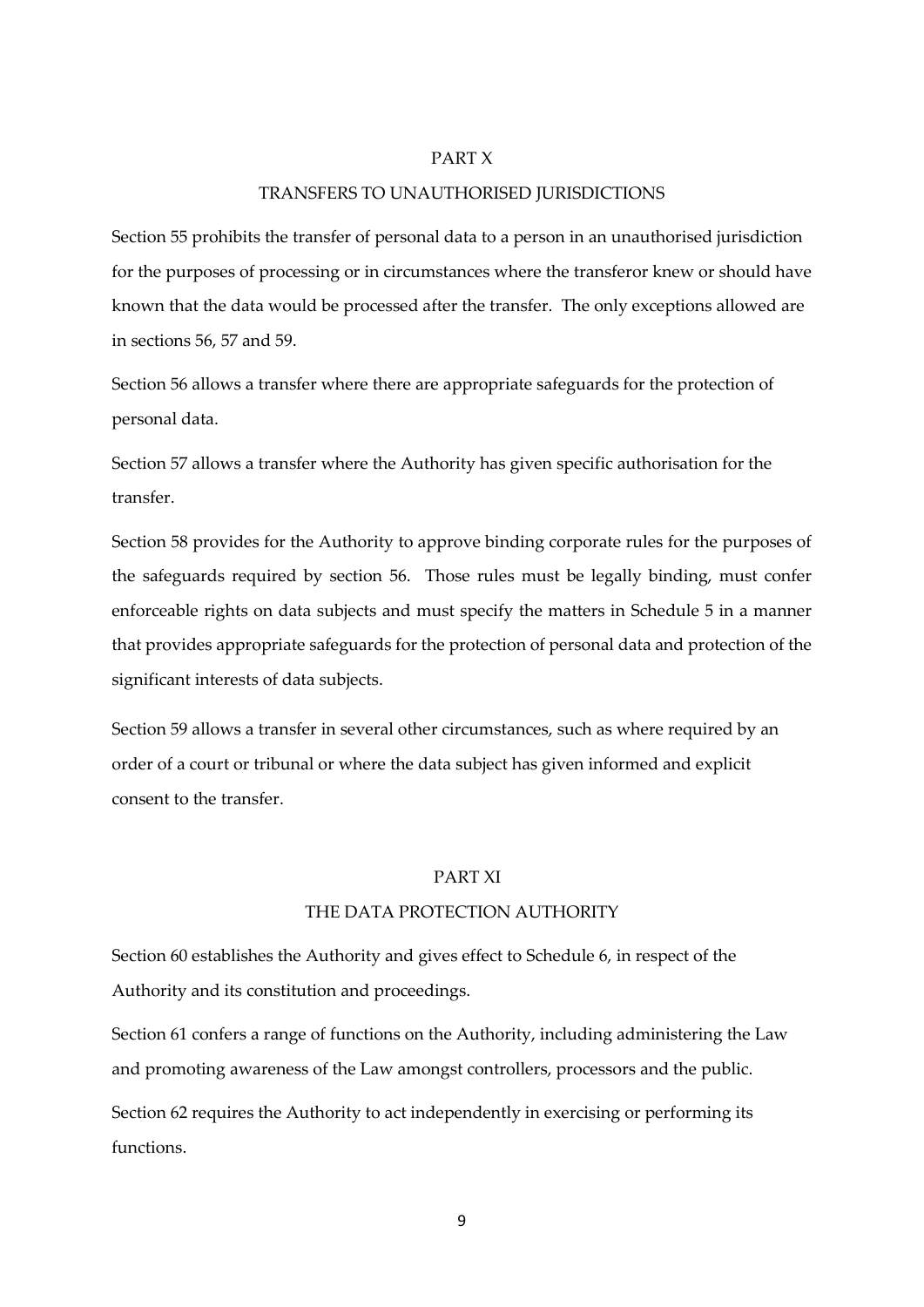## PART X

## TRANSFERS TO UNAUTHORISED JURISDICTIONS

Section 55 prohibits the transfer of personal data to a person in an unauthorised jurisdiction for the purposes of processing or in circumstances where the transferor knew or should have known that the data would be processed after the transfer. The only exceptions allowed are in sections 56, 57 and 59.

Section 56 allows a transfer where there are appropriate safeguards for the protection of personal data.

Section 57 allows a transfer where the Authority has given specific authorisation for the transfer.

Section 58 provides for the Authority to approve binding corporate rules for the purposes of the safeguards required by section 56. Those rules must be legally binding, must confer enforceable rights on data subjects and must specify the matters in Schedule 5 in a manner that provides appropriate safeguards for the protection of personal data and protection of the significant interests of data subjects.

Section 59 allows a transfer in several other circumstances, such as where required by an order of a court or tribunal or where the data subject has given informed and explicit consent to the transfer.

## PART XI

## THE DATA PROTECTION AUTHORITY

Section 60 establishes the Authority and gives effect to Schedule 6, in respect of the Authority and its constitution and proceedings.

Section 61 confers a range of functions on the Authority, including administering the Law and promoting awareness of the Law amongst controllers, processors and the public.

Section 62 requires the Authority to act independently in exercising or performing its functions.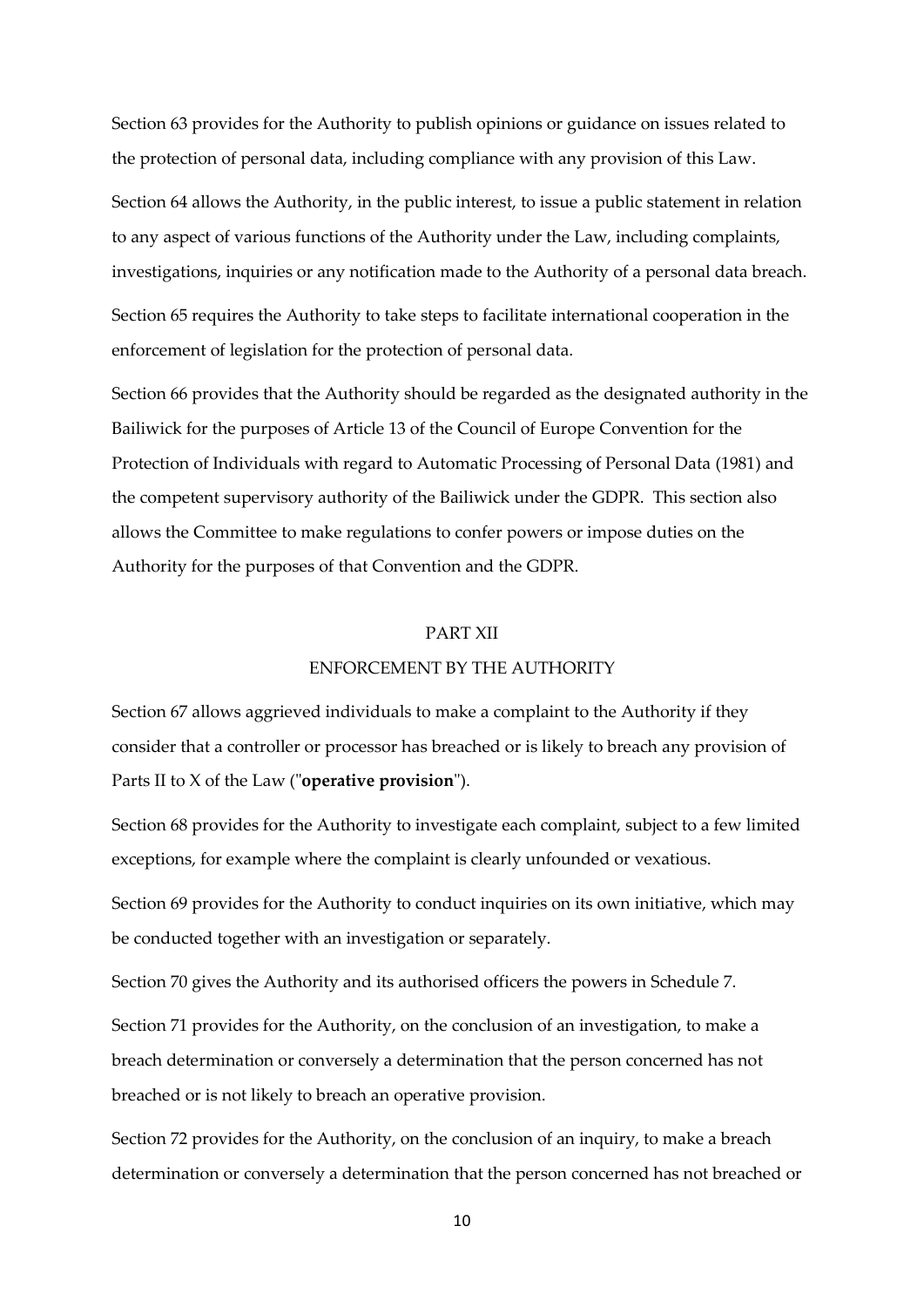Section 63 provides for the Authority to publish opinions or guidance on issues related to the protection of personal data, including compliance with any provision of this Law.

Section 64 allows the Authority, in the public interest, to issue a public statement in relation to any aspect of various functions of the Authority under the Law, including complaints, investigations, inquiries or any notification made to the Authority of a personal data breach.

Section 65 requires the Authority to take steps to facilitate international cooperation in the enforcement of legislation for the protection of personal data.

Section 66 provides that the Authority should be regarded as the designated authority in the Bailiwick for the purposes of Article 13 of the Council of Europe Convention for the Protection of Individuals with regard to Automatic Processing of Personal Data (1981) and the competent supervisory authority of the Bailiwick under the GDPR. This section also allows the Committee to make regulations to confer powers or impose duties on the Authority for the purposes of that Convention and the GDPR.

## PART XII

## ENFORCEMENT BY THE AUTHORITY

Section 67 allows aggrieved individuals to make a complaint to the Authority if they consider that a controller or processor has breached or is likely to breach any provision of Parts II to X of the Law ("**operative provision**").

Section 68 provides for the Authority to investigate each complaint, subject to a few limited exceptions, for example where the complaint is clearly unfounded or vexatious.

Section 69 provides for the Authority to conduct inquiries on its own initiative, which may be conducted together with an investigation or separately.

Section 70 gives the Authority and its authorised officers the powers in Schedule 7.

Section 71 provides for the Authority, on the conclusion of an investigation, to make a breach determination or conversely a determination that the person concerned has not breached or is not likely to breach an operative provision.

Section 72 provides for the Authority, on the conclusion of an inquiry, to make a breach determination or conversely a determination that the person concerned has not breached or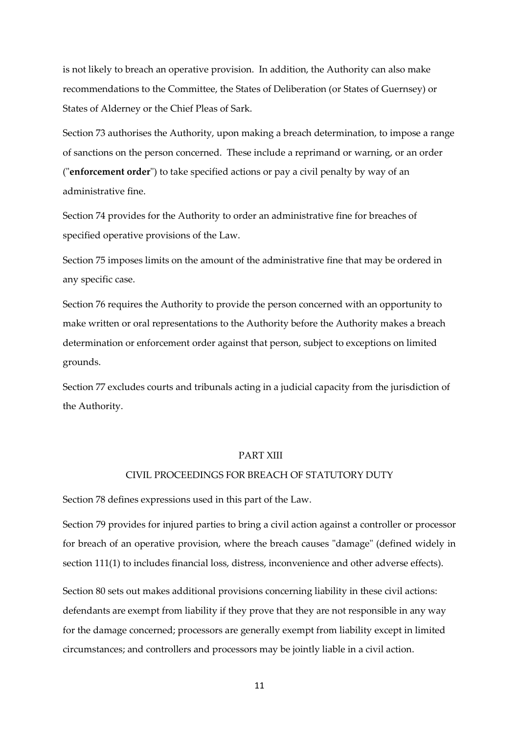is not likely to breach an operative provision. In addition, the Authority can also make recommendations to the Committee, the States of Deliberation (or States of Guernsey) or States of Alderney or the Chief Pleas of Sark.

Section 73 authorises the Authority, upon making a breach determination, to impose a range of sanctions on the person concerned. These include a reprimand or warning, or an order ("**enforcement order**") to take specified actions or pay a civil penalty by way of an administrative fine.

Section 74 provides for the Authority to order an administrative fine for breaches of specified operative provisions of the Law.

Section 75 imposes limits on the amount of the administrative fine that may be ordered in any specific case.

Section 76 requires the Authority to provide the person concerned with an opportunity to make written or oral representations to the Authority before the Authority makes a breach determination or enforcement order against that person, subject to exceptions on limited grounds.

Section 77 excludes courts and tribunals acting in a judicial capacity from the jurisdiction of the Authority.

## PART XIII

## CIVIL PROCEEDINGS FOR BREACH OF STATUTORY DUTY

Section 78 defines expressions used in this part of the Law.

Section 79 provides for injured parties to bring a civil action against a controller or processor for breach of an operative provision, where the breach causes "damage" (defined widely in section 111(1) to includes financial loss, distress, inconvenience and other adverse effects).

Section 80 sets out makes additional provisions concerning liability in these civil actions: defendants are exempt from liability if they prove that they are not responsible in any way for the damage concerned; processors are generally exempt from liability except in limited circumstances; and controllers and processors may be jointly liable in a civil action.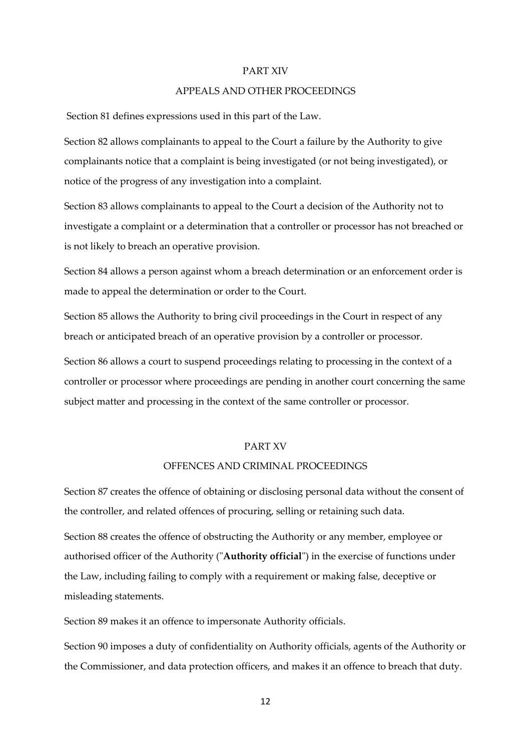## PART XIV

## APPEALS AND OTHER PROCEEDINGS

Section 81 defines expressions used in this part of the Law.

Section 82 allows complainants to appeal to the Court a failure by the Authority to give complainants notice that a complaint is being investigated (or not being investigated), or notice of the progress of any investigation into a complaint.

Section 83 allows complainants to appeal to the Court a decision of the Authority not to investigate a complaint or a determination that a controller or processor has not breached or is not likely to breach an operative provision.

Section 84 allows a person against whom a breach determination or an enforcement order is made to appeal the determination or order to the Court.

Section 85 allows the Authority to bring civil proceedings in the Court in respect of any breach or anticipated breach of an operative provision by a controller or processor.

Section 86 allows a court to suspend proceedings relating to processing in the context of a controller or processor where proceedings are pending in another court concerning the same subject matter and processing in the context of the same controller or processor.

## PART XV

## OFFENCES AND CRIMINAL PROCEEDINGS

Section 87 creates the offence of obtaining or disclosing personal data without the consent of the controller, and related offences of procuring, selling or retaining such data.

Section 88 creates the offence of obstructing the Authority or any member, employee or authorised officer of the Authority ("**Authority official**") in the exercise of functions under the Law, including failing to comply with a requirement or making false, deceptive or misleading statements.

Section 89 makes it an offence to impersonate Authority officials.

Section 90 imposes a duty of confidentiality on Authority officials, agents of the Authority or the Commissioner, and data protection officers, and makes it an offence to breach that duty.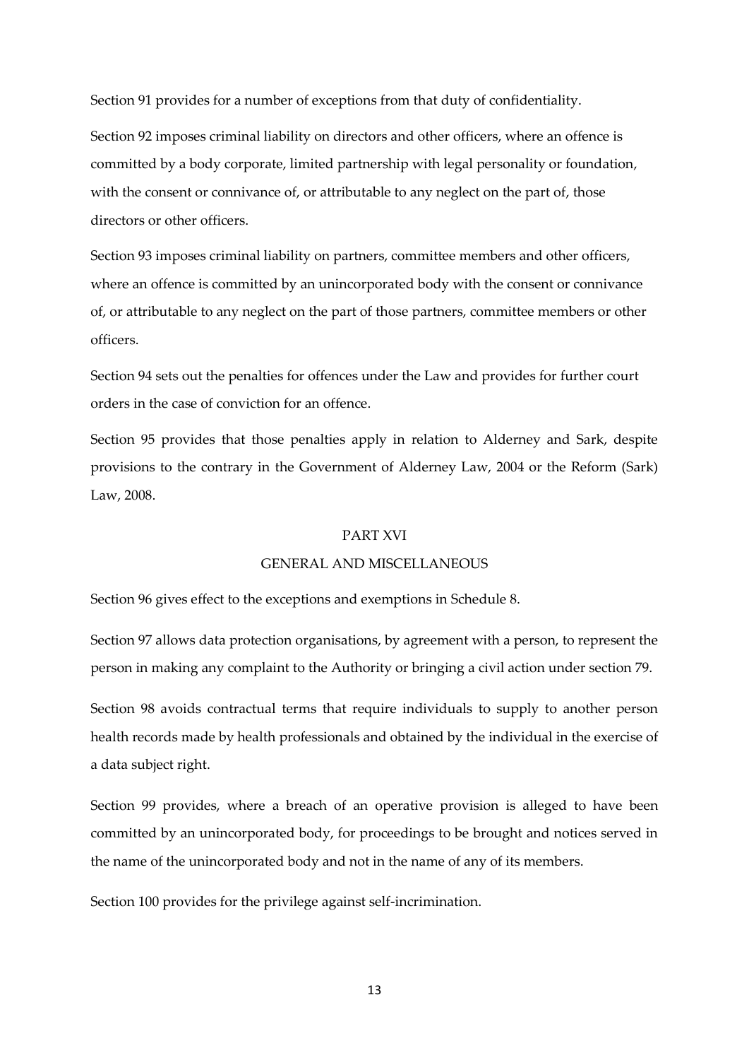Section 91 provides for a number of exceptions from that duty of confidentiality.

Section 92 imposes criminal liability on directors and other officers, where an offence is committed by a body corporate, limited partnership with legal personality or foundation, with the consent or connivance of, or attributable to any neglect on the part of, those directors or other officers.

Section 93 imposes criminal liability on partners, committee members and other officers, where an offence is committed by an unincorporated body with the consent or connivance of, or attributable to any neglect on the part of those partners, committee members or other officers.

Section 94 sets out the penalties for offences under the Law and provides for further court orders in the case of conviction for an offence.

Section 95 provides that those penalties apply in relation to Alderney and Sark, despite provisions to the contrary in the Government of Alderney Law, 2004 or the Reform (Sark) Law, 2008.

## PART XVI

## GENERAL AND MISCELLANEOUS

Section 96 gives effect to the exceptions and exemptions in Schedule 8.

Section 97 allows data protection organisations, by agreement with a person, to represent the person in making any complaint to the Authority or bringing a civil action under section 79.

Section 98 avoids contractual terms that require individuals to supply to another person health records made by health professionals and obtained by the individual in the exercise of a data subject right.

Section 99 provides, where a breach of an operative provision is alleged to have been committed by an unincorporated body, for proceedings to be brought and notices served in the name of the unincorporated body and not in the name of any of its members.

Section 100 provides for the privilege against self-incrimination.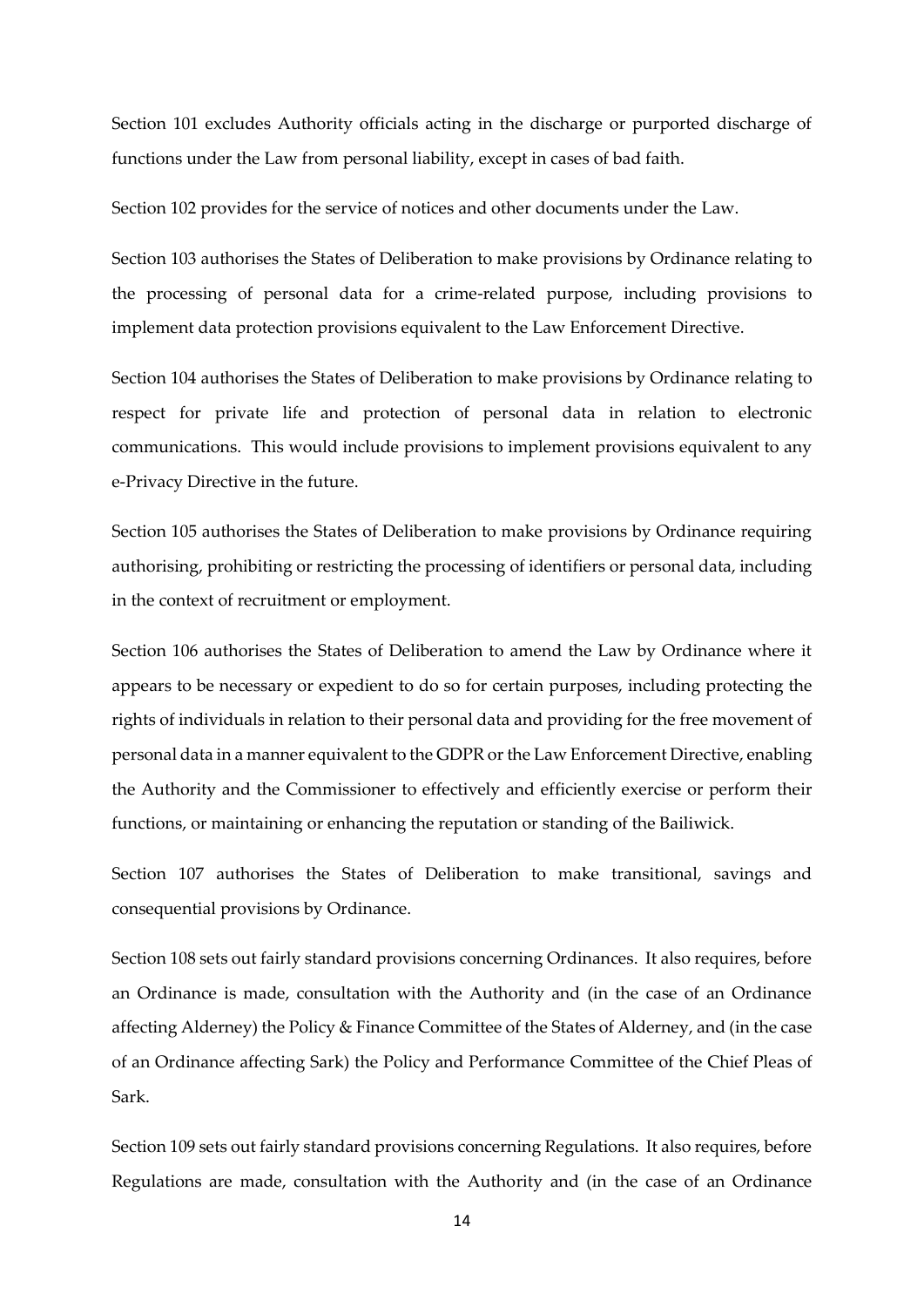Section 101 excludes Authority officials acting in the discharge or purported discharge of functions under the Law from personal liability, except in cases of bad faith.

Section 102 provides for the service of notices and other documents under the Law.

Section 103 authorises the States of Deliberation to make provisions by Ordinance relating to the processing of personal data for a crime-related purpose, including provisions to implement data protection provisions equivalent to the Law Enforcement Directive.

Section 104 authorises the States of Deliberation to make provisions by Ordinance relating to respect for private life and protection of personal data in relation to electronic communications. This would include provisions to implement provisions equivalent to any e-Privacy Directive in the future.

Section 105 authorises the States of Deliberation to make provisions by Ordinance requiring authorising, prohibiting or restricting the processing of identifiers or personal data, including in the context of recruitment or employment.

Section 106 authorises the States of Deliberation to amend the Law by Ordinance where it appears to be necessary or expedient to do so for certain purposes, including protecting the rights of individuals in relation to their personal data and providing for the free movement of personal data in a manner equivalent to the GDPR or the Law Enforcement Directive, enabling the Authority and the Commissioner to effectively and efficiently exercise or perform their functions, or maintaining or enhancing the reputation or standing of the Bailiwick.

Section 107 authorises the States of Deliberation to make transitional, savings and consequential provisions by Ordinance.

Section 108 sets out fairly standard provisions concerning Ordinances. It also requires, before an Ordinance is made, consultation with the Authority and (in the case of an Ordinance affecting Alderney) the Policy & Finance Committee of the States of Alderney, and (in the case of an Ordinance affecting Sark) the Policy and Performance Committee of the Chief Pleas of Sark.

Section 109 sets out fairly standard provisions concerning Regulations. It also requires, before Regulations are made, consultation with the Authority and (in the case of an Ordinance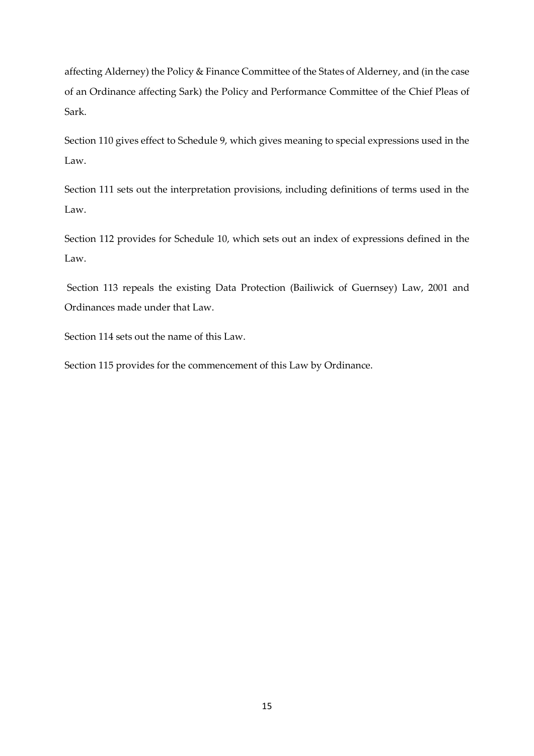affecting Alderney) the Policy & Finance Committee of the States of Alderney, and (in the case of an Ordinance affecting Sark) the Policy and Performance Committee of the Chief Pleas of Sark.

Section 110 gives effect to Schedule 9, which gives meaning to special expressions used in the Law.

Section 111 sets out the interpretation provisions, including definitions of terms used in the Law.

Section 112 provides for Schedule 10, which sets out an index of expressions defined in the Law.

Section 113 repeals the existing Data Protection (Bailiwick of Guernsey) Law, 2001 and Ordinances made under that Law.

Section 114 sets out the name of this Law.

Section 115 provides for the commencement of this Law by Ordinance.